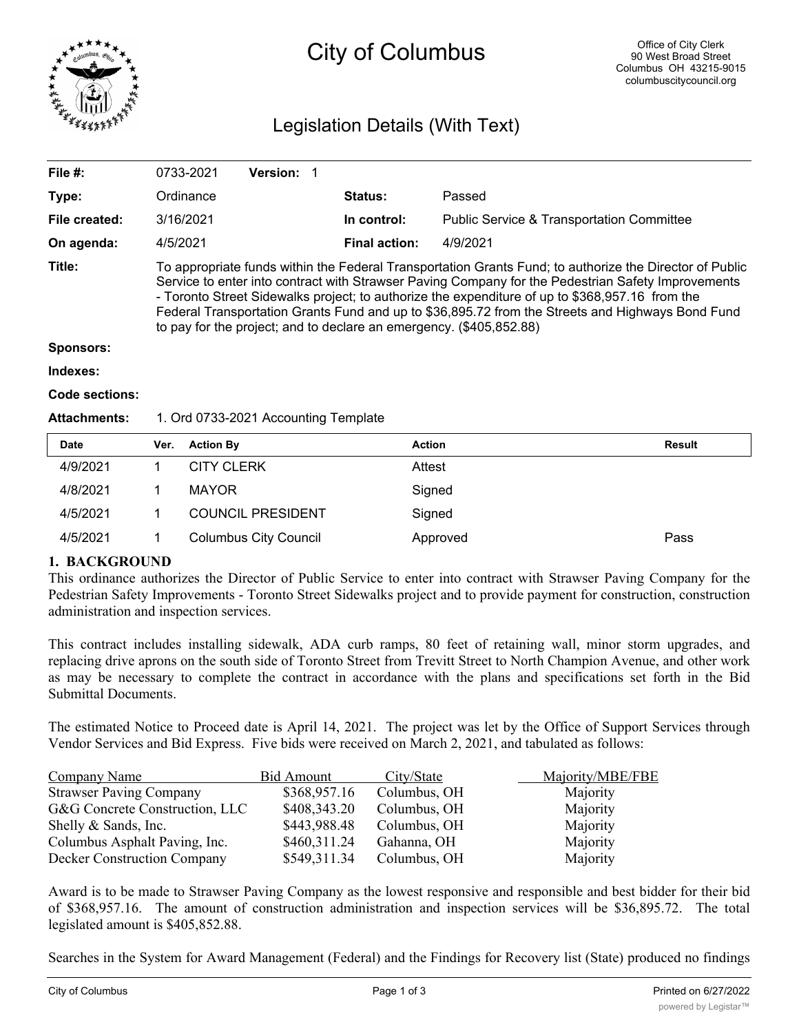# City of Columbus

Office of City Clerk
90 West Broad Street
Columbus OH 43215-9015
columbuscitycouncil.org

## Legislation Details (With Text)

| | | | |
|---|---|---|---|
| **File #:** | 0733-2021 **Version:** 1 | | |
| **Type:** | Ordinance | **Status:** | Passed |
| **File created:** | 3/16/2021 | **In control:** | Public Service & Transportation Committee |
| **On agenda:** | 4/5/2021 | **Final action:** | 4/9/2021 |

**Title:** To appropriate funds within the Federal Transportation Grants Fund; to authorize the Director of Public Service to enter into contract with Strawser Paving Company for the Pedestrian Safety Improvements - Toronto Street Sidewalks project; to authorize the expenditure of up to $368,957.16 from the Federal Transportation Grants Fund and up to $36,895.72 from the Streets and Highways Bond Fund to pay for the project; and to declare an emergency. ($405,852.88)

**Sponsors:**

**Indexes:**

**Code sections:**

**Attachments:** 1. Ord 0733-2021 Accounting Template

| Date | Ver. | Action By | Action | Result |
|---|---|---|---|---|
| 4/9/2021 | 1 | CITY CLERK | Attest | |
| 4/8/2021 | 1 | MAYOR | Signed | |
| 4/5/2021 | 1 | COUNCIL PRESIDENT | Signed | |
| 4/5/2021 | 1 | Columbus City Council | Approved | Pass |

**1. BACKGROUND**

This ordinance authorizes the Director of Public Service to enter into contract with Strawser Paving Company for the Pedestrian Safety Improvements - Toronto Street Sidewalks project and to provide payment for construction, construction administration and inspection services.

This contract includes installing sidewalk, ADA curb ramps, 80 feet of retaining wall, minor storm upgrades, and replacing drive aprons on the south side of Toronto Street from Trevitt Street to North Champion Avenue, and other work as may be necessary to complete the contract in accordance with the plans and specifications set forth in the Bid Submittal Documents.

The estimated Notice to Proceed date is April 14, 2021. The project was let by the Office of Support Services through Vendor Services and Bid Express. Five bids were received on March 2, 2021, and tabulated as follows:

| Company Name | Bid Amount | City/State | Majority/MBE/FBE |
|---|---|---|---|
| Strawser Paving Company | $368,957.16 | Columbus, OH | Majority |
| G&G Concrete Construction, LLC | $408,343.20 | Columbus, OH | Majority |
| Shelly & Sands, Inc. | $443,988.48 | Columbus, OH | Majority |
| Columbus Asphalt Paving, Inc. | $460,311.24 | Gahanna, OH | Majority |
| Decker Construction Company | $549,311.34 | Columbus, OH | Majority |

Award is to be made to Strawser Paving Company as the lowest responsive and responsible and best bidder for their bid of $368,957.16. The amount of construction administration and inspection services will be $36,895.72. The total legislated amount is $405,852.88.

Searches in the System for Award Management (Federal) and the Findings for Recovery list (State) produced no findings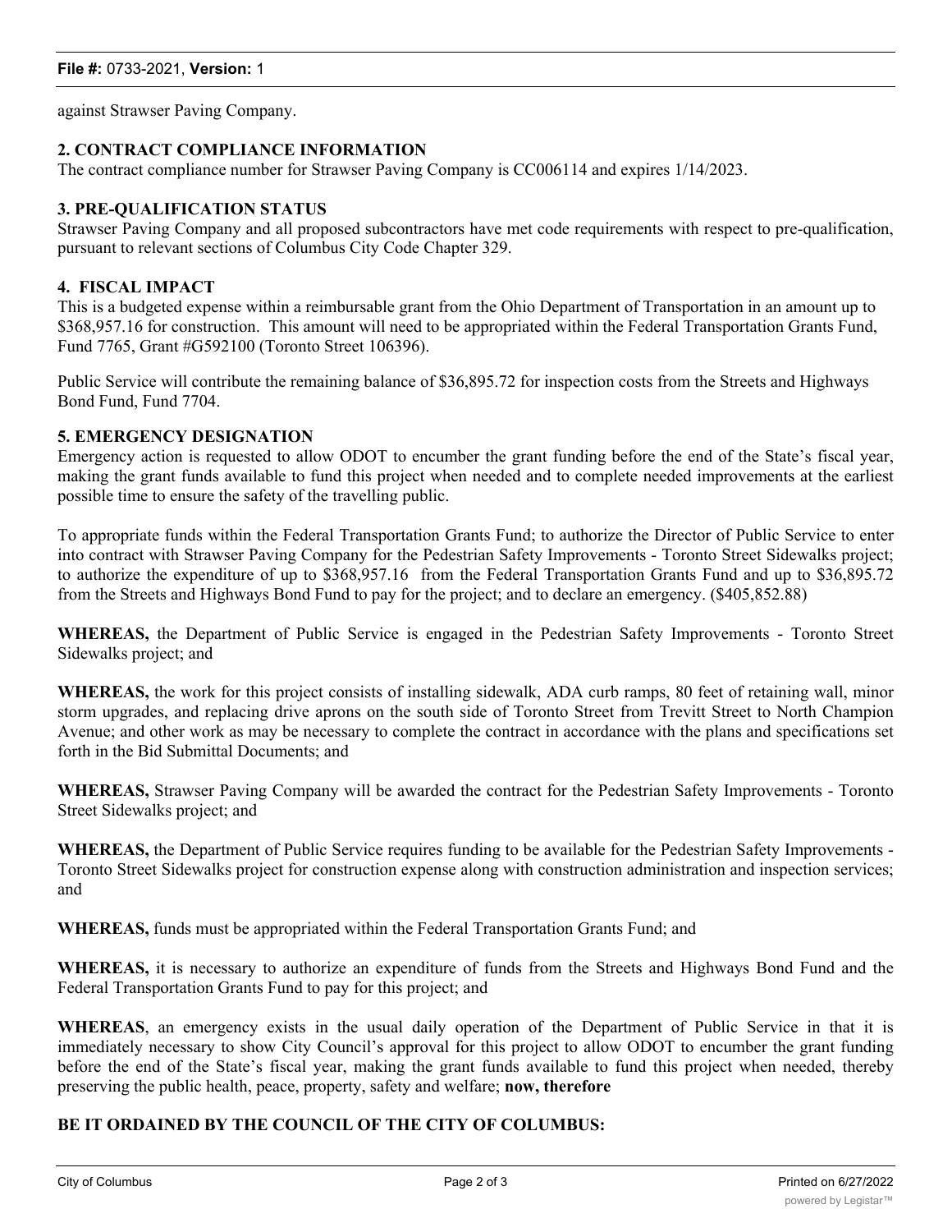against Strawser Paving Company.

**2. CONTRACT COMPLIANCE INFORMATION**
The contract compliance number for Strawser Paving Company is CC006114 and expires 1/14/2023.

**3. PRE-QUALIFICATION STATUS**
Strawser Paving Company and all proposed subcontractors have met code requirements with respect to pre-qualification, pursuant to relevant sections of Columbus City Code Chapter 329.

**4. FISCAL IMPACT**
This is a budgeted expense within a reimbursable grant from the Ohio Department of Transportation in an amount up to $368,957.16 for construction. This amount will need to be appropriated within the Federal Transportation Grants Fund, Fund 7765, Grant #G592100 (Toronto Street 106396).

Public Service will contribute the remaining balance of $36,895.72 for inspection costs from the Streets and Highways Bond Fund, Fund 7704.

**5. EMERGENCY DESIGNATION**
Emergency action is requested to allow ODOT to encumber the grant funding before the end of the State's fiscal year, making the grant funds available to fund this project when needed and to complete needed improvements at the earliest possible time to ensure the safety of the travelling public.

To appropriate funds within the Federal Transportation Grants Fund; to authorize the Director of Public Service to enter into contract with Strawser Paving Company for the Pedestrian Safety Improvements - Toronto Street Sidewalks project; to authorize the expenditure of up to $368,957.16 from the Federal Transportation Grants Fund and up to $36,895.72 from the Streets and Highways Bond Fund to pay for the project; and to declare an emergency. ($405,852.88)

**WHEREAS,** the Department of Public Service is engaged in the Pedestrian Safety Improvements - Toronto Street Sidewalks project; and

**WHEREAS,** the work for this project consists of installing sidewalk, ADA curb ramps, 80 feet of retaining wall, minor storm upgrades, and replacing drive aprons on the south side of Toronto Street from Trevitt Street to North Champion Avenue; and other work as may be necessary to complete the contract in accordance with the plans and specifications set forth in the Bid Submittal Documents; and

**WHEREAS,** Strawser Paving Company will be awarded the contract for the Pedestrian Safety Improvements - Toronto Street Sidewalks project; and

**WHEREAS,** the Department of Public Service requires funding to be available for the Pedestrian Safety Improvements - Toronto Street Sidewalks project for construction expense along with construction administration and inspection services; and

**WHEREAS,** funds must be appropriated within the Federal Transportation Grants Fund; and

**WHEREAS,** it is necessary to authorize an expenditure of funds from the Streets and Highways Bond Fund and the Federal Transportation Grants Fund to pay for this project; and

**WHEREAS**, an emergency exists in the usual daily operation of the Department of Public Service in that it is immediately necessary to show City Council's approval for this project to allow ODOT to encumber the grant funding before the end of the State's fiscal year, making the grant funds available to fund this project when needed, thereby preserving the public health, peace, property, safety and welfare; **now, therefore**

**BE IT ORDAINED BY THE COUNCIL OF THE CITY OF COLUMBUS:**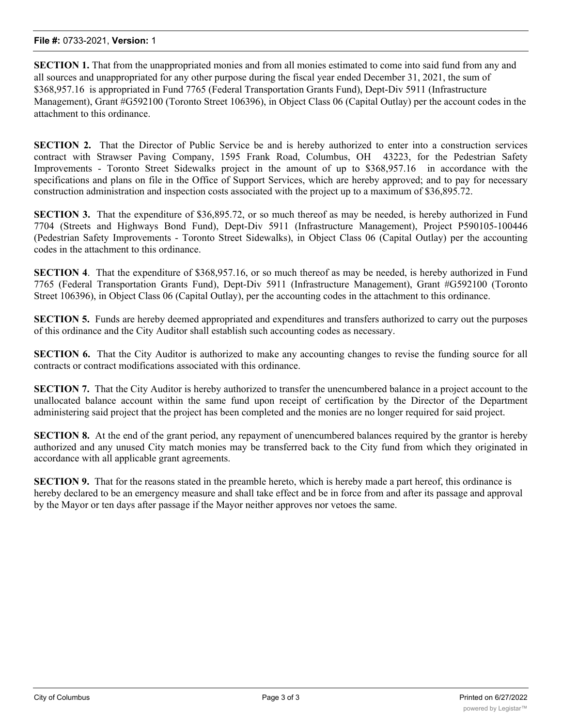**SECTION 1.** That from the unappropriated monies and from all monies estimated to come into said fund from any and all sources and unappropriated for any other purpose during the fiscal year ended December 31, 2021, the sum of $368,957.16 is appropriated in Fund 7765 (Federal Transportation Grants Fund), Dept-Div 5911 (Infrastructure Management), Grant #G592100 (Toronto Street 106396), in Object Class 06 (Capital Outlay) per the account codes in the attachment to this ordinance.

**SECTION 2.** That the Director of Public Service be and is hereby authorized to enter into a construction services contract with Strawser Paving Company, 1595 Frank Road, Columbus, OH 43223, for the Pedestrian Safety Improvements - Toronto Street Sidewalks project in the amount of up to $368,957.16 in accordance with the specifications and plans on file in the Office of Support Services, which are hereby approved; and to pay for necessary construction administration and inspection costs associated with the project up to a maximum of $36,895.72.

**SECTION 3.** That the expenditure of $36,895.72, or so much thereof as may be needed, is hereby authorized in Fund 7704 (Streets and Highways Bond Fund), Dept-Div 5911 (Infrastructure Management), Project P590105-100446 (Pedestrian Safety Improvements - Toronto Street Sidewalks), in Object Class 06 (Capital Outlay) per the accounting codes in the attachment to this ordinance.

**SECTION 4**. That the expenditure of $368,957.16, or so much thereof as may be needed, is hereby authorized in Fund 7765 (Federal Transportation Grants Fund), Dept-Div 5911 (Infrastructure Management), Grant #G592100 (Toronto Street 106396), in Object Class 06 (Capital Outlay), per the accounting codes in the attachment to this ordinance.

**SECTION 5.** Funds are hereby deemed appropriated and expenditures and transfers authorized to carry out the purposes of this ordinance and the City Auditor shall establish such accounting codes as necessary.

**SECTION 6.** That the City Auditor is authorized to make any accounting changes to revise the funding source for all contracts or contract modifications associated with this ordinance.

**SECTION 7.** That the City Auditor is hereby authorized to transfer the unencumbered balance in a project account to the unallocated balance account within the same fund upon receipt of certification by the Director of the Department administering said project that the project has been completed and the monies are no longer required for said project.

**SECTION 8.** At the end of the grant period, any repayment of unencumbered balances required by the grantor is hereby authorized and any unused City match monies may be transferred back to the City fund from which they originated in accordance with all applicable grant agreements.

**SECTION 9.** That for the reasons stated in the preamble hereto, which is hereby made a part hereof, this ordinance is hereby declared to be an emergency measure and shall take effect and be in force from and after its passage and approval by the Mayor or ten days after passage if the Mayor neither approves nor vetoes the same.